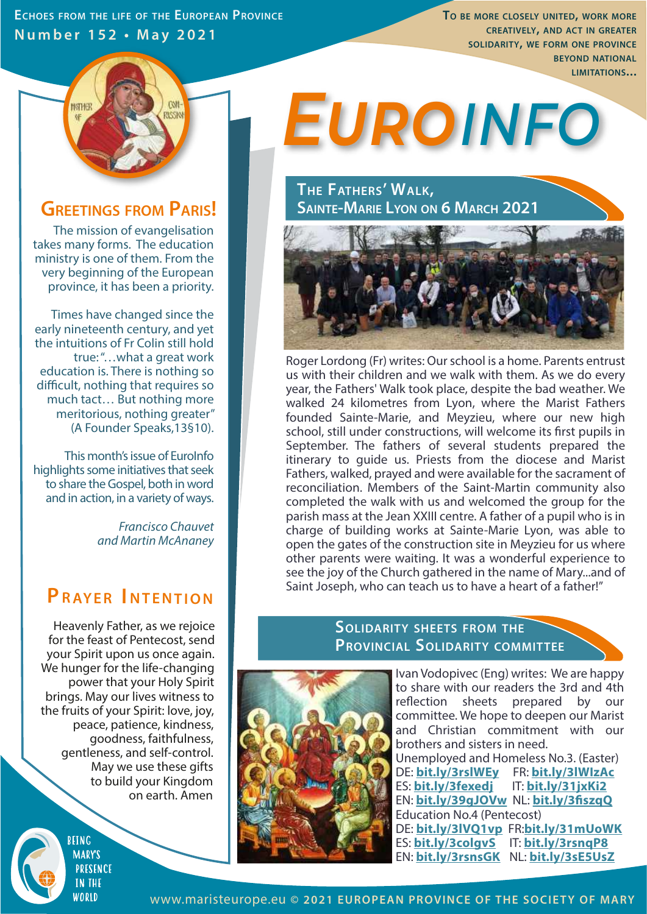Echoes from the life of the European Province
Number 152 • May 2021

To be more closely united, work more creatively, and act in greater solidarity, we form one province beyond national limitations...

# EUROINFO

## Greetings from Paris!

The mission of evangelisation takes many forms. The education ministry is one of them. From the very beginning of the European province, it has been a priority.

Times have changed since the early nineteenth century, and yet the intuitions of Fr Colin still hold true: "…what a great work education is. There is nothing so difficult, nothing that requires so much tact… But nothing more meritorious, nothing greater" (A Founder Speaks,13§10).

This month's issue of EuroInfo highlights some initiatives that seek to share the Gospel, both in word and in action, in a variety of ways.

*Francisco Chauvet*
*and Martin McAnaney*

## Prayer Intention

Heavenly Father, as we rejoice for the feast of Pentecost, send your Spirit upon us once again. We hunger for the life-changing power that your Holy Spirit brings. May our lives witness to the fruits of your Spirit: love, joy, peace, patience, kindness, goodness, faithfulness, gentleness, and self-control. May we use these gifts to build your Kingdom on earth. Amen

## The Fathers' Walk, Sainte-Marie Lyon on 6 March 2021

Roger Lordong (Fr) writes: Our school is a home. Parents entrust us with their children and we walk with them. As we do every year, the Fathers' Walk took place, despite the bad weather. We walked 24 kilometres from Lyon, where the Marist Fathers founded Sainte-Marie, and Meyzieu, where our new high school, still under constructions, will welcome its first pupils in September. The fathers of several students prepared the itinerary to guide us. Priests from the diocese and Marist Fathers, walked, prayed and were available for the sacrament of reconciliation. Members of the Saint-Martin community also completed the walk with us and welcomed the group for the parish mass at the Jean XXIII centre. A father of a pupil who is in charge of building works at Sainte-Marie Lyon, was able to open the gates of the construction site in Meyzieu for us where other parents were waiting. It was a wonderful experience to see the joy of the Church gathered in the name of Mary...and of Saint Joseph, who can teach us to have a heart of a father!"

## Solidarity sheets from the Provincial Solidarity committee

Ivan Vodopivec (Eng) writes: We are happy to share with our readers the 3rd and 4th reflection sheets prepared by our committee. We hope to deepen our Marist and Christian commitment with our brothers and sisters in need.

Unemployed and Homeless No.3. (Easter)
DE: **bit.ly/3rslWEy** FR: **bit.ly/3lWIzAc**
ES: **bit.ly/3fexedj** IT: **bit.ly/31jxKi2**
EN: **bit.ly/39gJOVw** NL: **bit.ly/3fiszqQ**

Education No.4 (Pentecost)
DE: **bit.ly/3lVQ1vp** FR: **bit.ly/31mUoWK**
ES: **bit.ly/3colgvS** IT: **bit.ly/3rsnqP8**
EN: **bit.ly/3rsnsGK** NL: **bit.ly/3sE5UsZ**

Being Mary's presence in the world

www.maristeurope.eu © 2021 European Province of the Society of Mary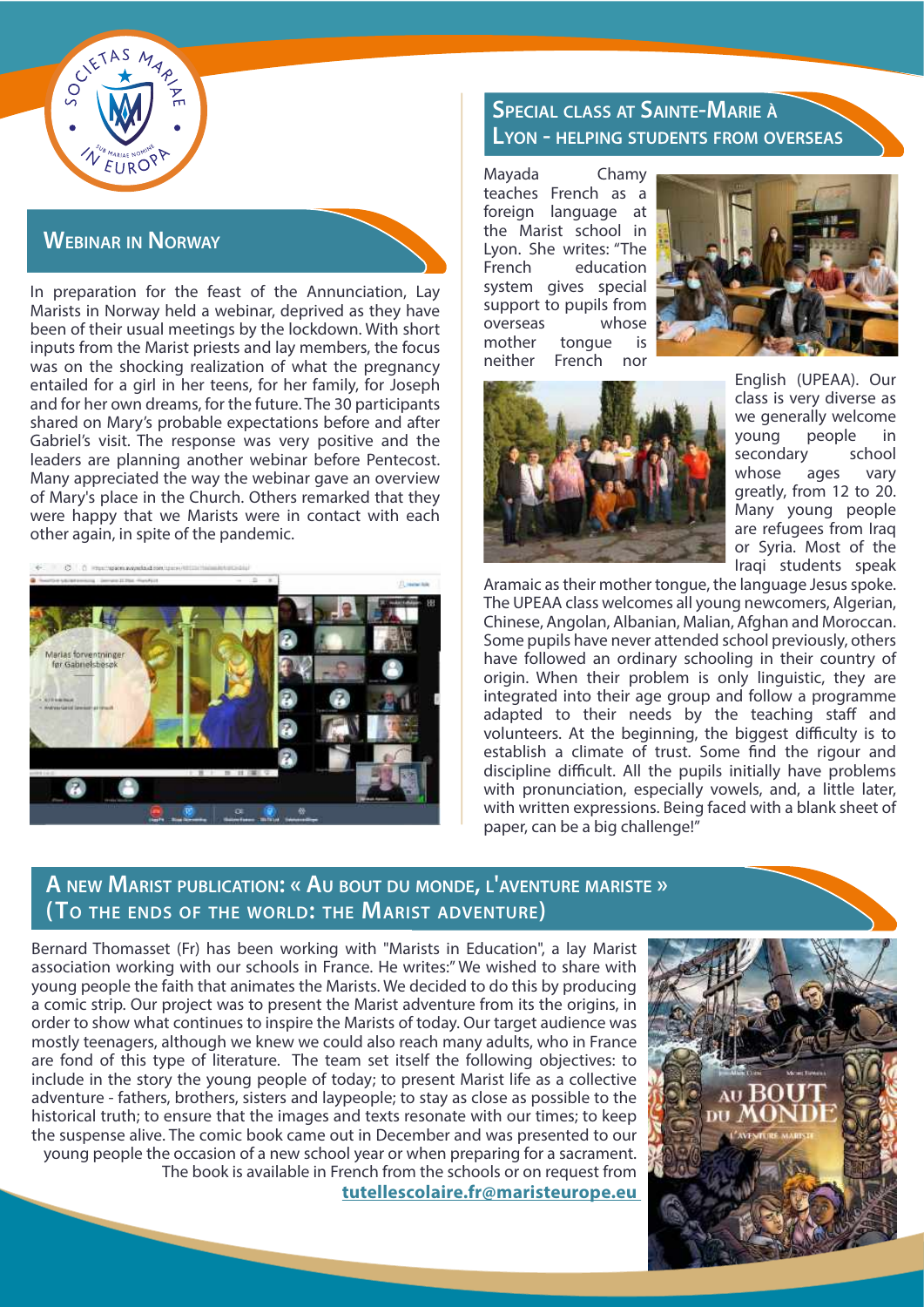## Webinar in Norway

In preparation for the feast of the Annunciation, Lay Marists in Norway held a webinar, deprived as they have been of their usual meetings by the lockdown. With short inputs from the Marist priests and lay members, the focus was on the shocking realization of what the pregnancy entailed for a girl in her teens, for her family, for Joseph and for her own dreams, for the future. The 30 participants shared on Mary's probable expectations before and after Gabriel's visit. The response was very positive and the leaders are planning another webinar before Pentecost. Many appreciated the way the webinar gave an overview of Mary's place in the Church. Others remarked that they were happy that we Marists were in contact with each other again, in spite of the pandemic.

## Special class at Sainte-Marie à Lyon - helping students from overseas

Mayada Chamy teaches French as a foreign language at the Marist school in Lyon. She writes: "The French education system gives special support to pupils from overseas whose mother tongue is neither French nor English (UPEAA). Our class is very diverse as we generally welcome young people in secondary school whose ages vary greatly, from 12 to 20. Many young people are refugees from Iraq or Syria. Most of the Iraqi students speak Aramaic as their mother tongue, the language Jesus spoke. The UPEAA class welcomes all young newcomers, Algerian, Chinese, Angolan, Albanian, Malian, Afghan and Moroccan. Some pupils have never attended school previously, others have followed an ordinary schooling in their country of origin. When their problem is only linguistic, they are integrated into their age group and follow a programme adapted to their needs by the teaching staff and volunteers. At the beginning, the biggest difficulty is to establish a climate of trust. Some find the rigour and discipline difficult. All the pupils initially have problems with pronunciation, especially vowels, and, a little later, with written expressions. Being faced with a blank sheet of paper, can be a big challenge!"

## A new Marist publication: « Au bout du monde, l'aventure mariste » (To the ends of the world: the Marist adventure)

Bernard Thomasset (Fr) has been working with "Marists in Education", a lay Marist association working with our schools in France. He writes:" We wished to share with young people the faith that animates the Marists. We decided to do this by producing a comic strip. Our project was to present the Marist adventure from its the origins, in order to show what continues to inspire the Marists of today. Our target audience was mostly teenagers, although we knew we could also reach many adults, who in France are fond of this type of literature. The team set itself the following objectives: to include in the story the young people of today; to present Marist life as a collective adventure - fathers, brothers, sisters and laypeople; to stay as close as possible to the historical truth; to ensure that the images and texts resonate with our times; to keep the suspense alive. The comic book came out in December and was presented to our young people the occasion of a new school year or when preparing for a sacrament. The book is available in French from the schools or on request from **tutellescolaire.fr@maristeurope.eu**